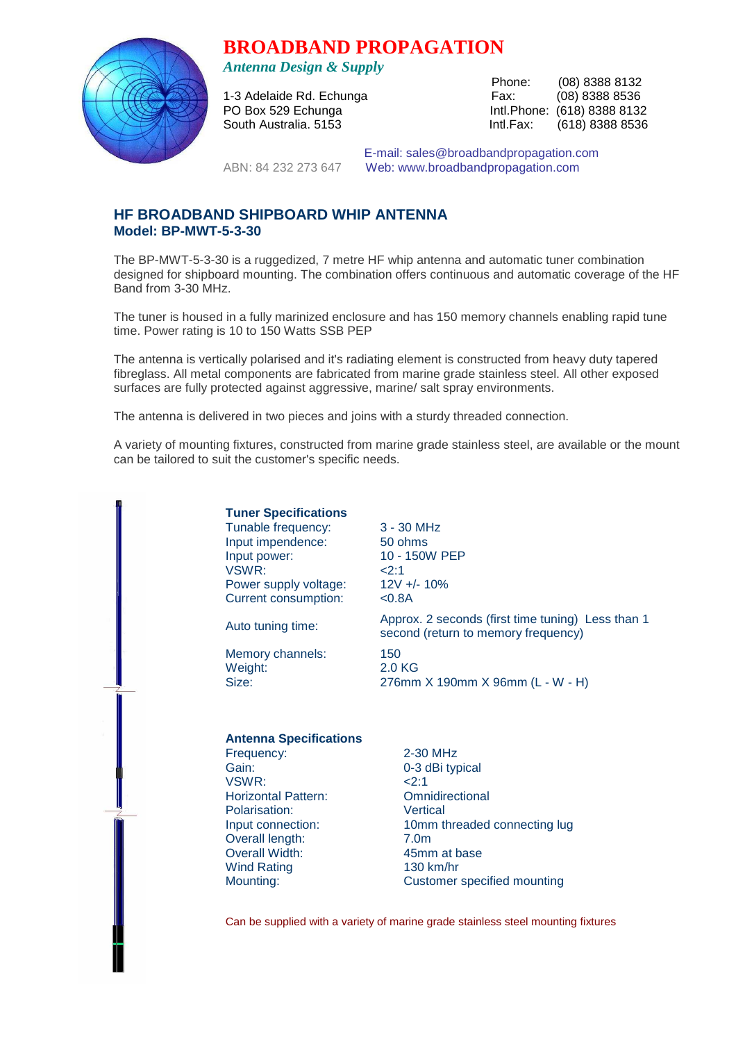# BROADBAND PROPAGATION

*Antenna Design & Supply*

1-3 Adelaide Rd. Echunga
PO Box 529 Echunga
South Australia. 5153

Phone: (08) 8388 8132
Fax: (08) 8388 8536
Intl.Phone: (618) 8388 8132
Intl.Fax: (618) 8388 8536

ABN: 84 232 273 647

E-mail: sales@broadbandpropagation.com
Web: www.broadbandpropagation.com

## HF BROADBAND SHIPBOARD WHIP ANTENNA
### Model: BP-MWT-5-3-30

The BP-MWT-5-3-30 is a ruggedized, 7 metre HF whip antenna and automatic tuner combination designed for shipboard mounting. The combination offers continuous and automatic coverage of the HF Band from 3-30 MHz.

The tuner is housed in a fully marinized enclosure and has 150 memory channels enabling rapid tune time. Power rating is 10 to 150 Watts SSB PEP

The antenna is vertically polarised and it's radiating element is constructed from heavy duty tapered fibreglass. All metal components are fabricated from marine grade stainless steel. All other exposed surfaces are fully protected against aggressive, marine/ salt spray environments.

The antenna is delivered in two pieces and joins with a sturdy threaded connection.

A variety of mounting fixtures, constructed from marine grade stainless steel, are available or the mount can be tailored to suit the customer's specific needs.

**Tuner Specifications**

| | |
|---|---|
| Tunable frequency: | 3 - 30 MHz |
| Input impendence: | 50 ohms |
| Input power: | 10 - 150W PEP |
| VSWR: | <2:1 |
| Power supply voltage: | 12V +/- 10% |
| Current consumption: | <0.8A |
| Auto tuning time: | Approx. 2 seconds (first time tuning) Less than 1 second (return to memory frequency) |
| Memory channels: | 150 |
| Weight: | 2.0 KG |
| Size: | 276mm X 190mm X 96mm (L - W - H) |

**Antenna Specifications**

| | |
|---|---|
| Frequency: | 2-30 MHz |
| Gain: | 0-3 dBi typical |
| VSWR: | <2:1 |
| Horizontal Pattern: | Omnidirectional |
| Polarisation: | Vertical |
| Input connection: | 10mm threaded connecting lug |
| Overall length: | 7.0m |
| Overall Width: | 45mm at base |
| Wind Rating | 130 km/hr |
| Mounting: | Customer specified mounting |

Can be supplied with a variety of marine grade stainless steel mounting fixtures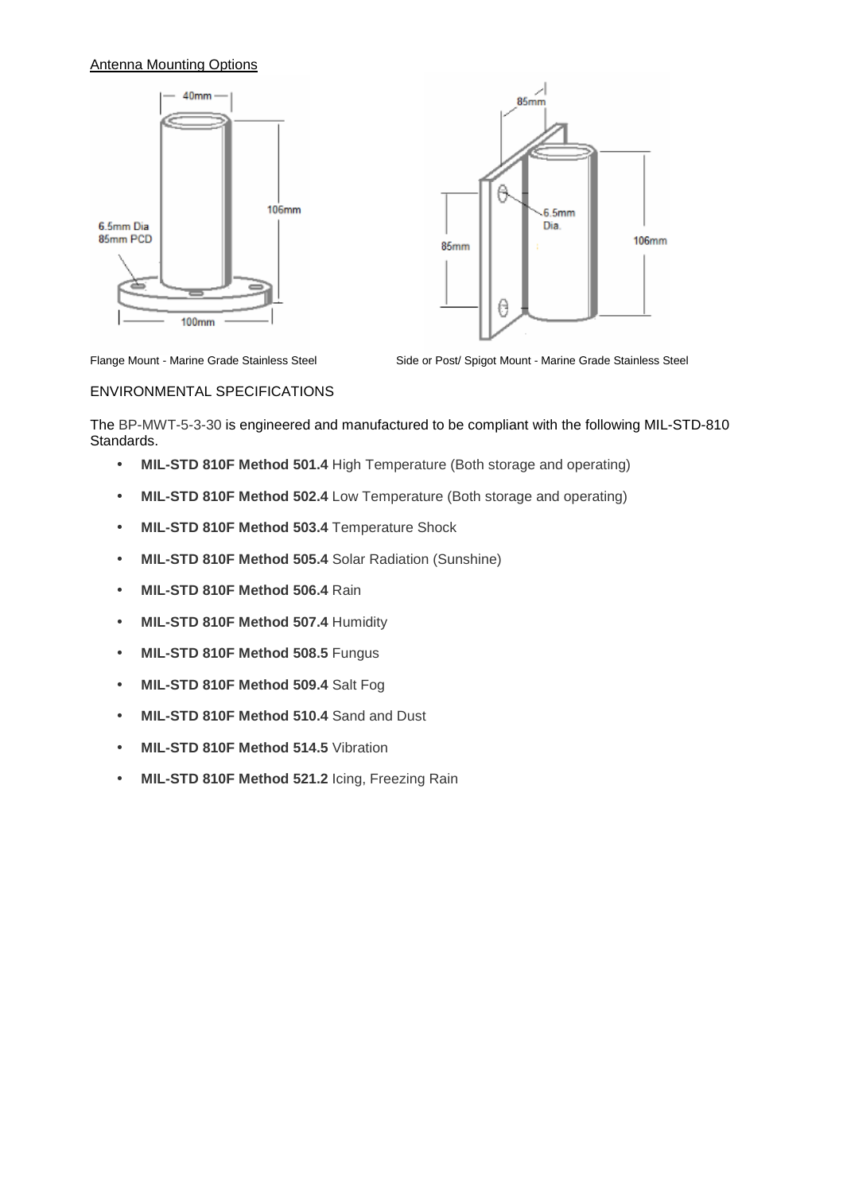Antenna Mounting Options

Flange Mount - Marine Grade Stainless Steel

Side or Post/ Spigot Mount - Marine Grade Stainless Steel

ENVIRONMENTAL SPECIFICATIONS

The BP-MWT-5-3-30 is engineered and manufactured to be compliant with the following MIL-STD-810 Standards.

- **MIL-STD 810F Method 501.4** High Temperature (Both storage and operating)
- **MIL-STD 810F Method 502.4** Low Temperature (Both storage and operating)
- **MIL-STD 810F Method 503.4** Temperature Shock
- **MIL-STD 810F Method 505.4** Solar Radiation (Sunshine)
- **MIL-STD 810F Method 506.4** Rain
- **MIL-STD 810F Method 507.4** Humidity
- **MIL-STD 810F Method 508.5** Fungus
- **MIL-STD 810F Method 509.4** Salt Fog
- **MIL-STD 810F Method 510.4** Sand and Dust
- **MIL-STD 810F Method 514.5** Vibration
- **MIL-STD 810F Method 521.2** Icing, Freezing Rain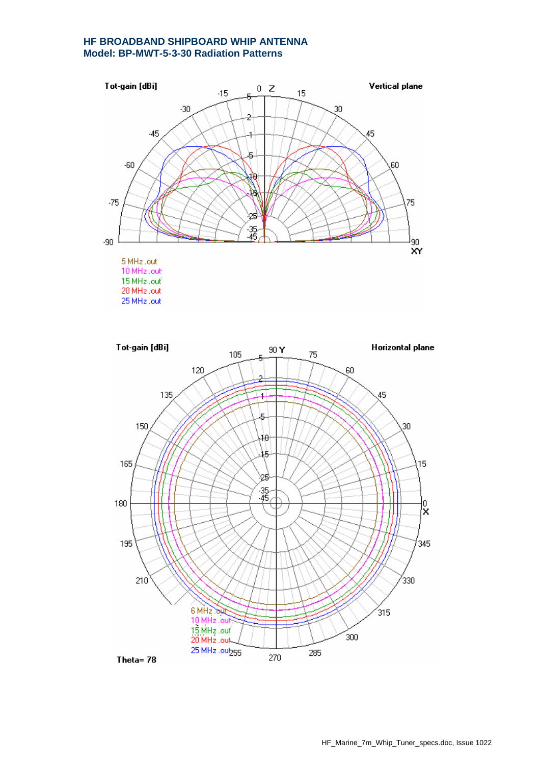# HF BROADBAND SHIPBOARD WHIP ANTENNA
## Model: BP-MWT-5-3-30 Radiation Patterns

Tot-gain [dBi]

Vertical plane

0 Z

-15

15

-30

30

-45

45

-60

60

-75

75

-90

90

XY

5

2

-1

-5

-10

-15

-25

-35

-45

5 MHz .out

10 MHz .out

15 MHz .out

20 MHz .out

25 MHz .out

Tot-gain [dBi]

Horizontal plane

90 Y

105

75

120

60

135

45

150

30

165

15

180

0

X

195

345

210

330

315

300

255

270

285

5

2

-1

-5

-10

-15

-25

-35

-45

6 MHz .out

10 MHz .out

15 MHz .out

20 MHz .out

25 MHz .out

Theta= 78

HF_Marine_7m_Whip_Tuner_specs.doc, Issue 1022